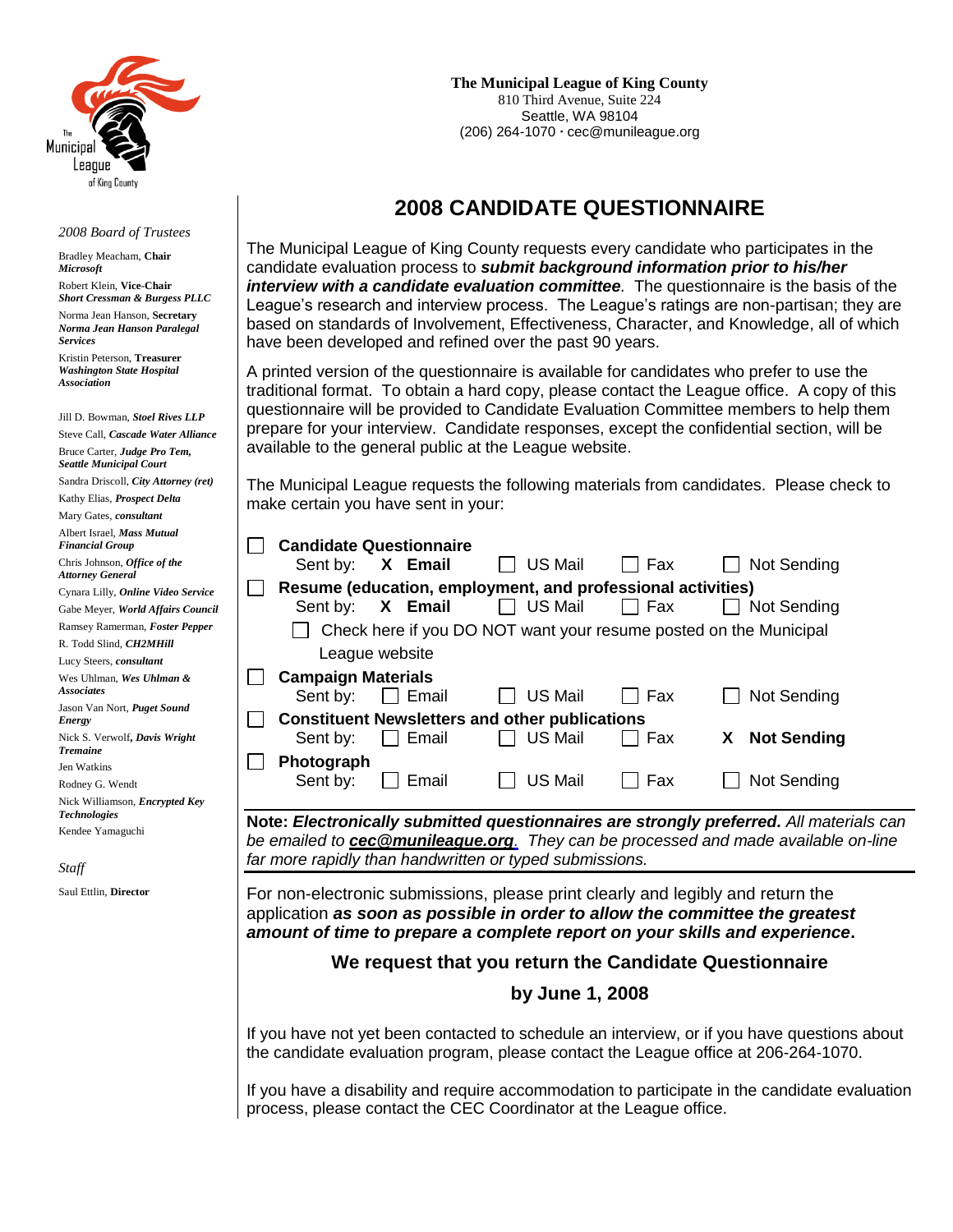**The Municipal League of King County**
810 Third Avenue, Suite 224
Seattle, WA 98104
(206) 264-1070 · cec@munileague.org

*2008 Board of Trustees*

Bradley Meacham, **Chair**
***Microsoft***

Robert Klein, **Vice-Chair**
***Short Cressman & Burgess PLLC***

Norma Jean Hanson, **Secretary**
***Norma Jean Hanson Paralegal Services***

Kristin Peterson, **Treasurer**
***Washington State Hospital Association***

Jill D. Bowman, ***Stoel Rives LLP***
Steve Call, ***Cascade Water Alliance***
Bruce Carter, ***Judge Pro Tem, Seattle Municipal Court***
Sandra Driscoll, ***City Attorney (ret)***
Kathy Elias, ***Prospect Delta***
Mary Gates, ***consultant***
Albert Israel, ***Mass Mutual Financial Group***
Chris Johnson, ***Office of the Attorney General***
Cynara Lilly, ***Online Video Service***
Gabe Meyer, ***World Affairs Council***
Ramsey Ramerman, ***Foster Pepper***
R. Todd Slind, ***CH2MHill***
Lucy Steers, ***consultant***
Wes Uhlman, ***Wes Uhlman & Associates***
Jason Van Nort, ***Puget Sound Energy***
Nick S. Verwolf, ***Davis Wright Tremaine***
Jen Watkins
Rodney G. Wendt
Nick Williamson, ***Encrypted Key Technologies***
Kendee Yamaguchi

*Staff*

Saul Ettlin, **Director**

# 2008 CANDIDATE QUESTIONNAIRE

The Municipal League of King County requests every candidate who participates in the candidate evaluation process to ***submit background information prior to his/her interview with a candidate evaluation committee****.* The questionnaire is the basis of the League's research and interview process. The League's ratings are non-partisan; they are based on standards of Involvement, Effectiveness, Character, and Knowledge, all of which have been developed and refined over the past 90 years.

A printed version of the questionnaire is available for candidates who prefer to use the traditional format. To obtain a hard copy, please contact the League office. A copy of this questionnaire will be provided to Candidate Evaluation Committee members to help them prepare for your interview. Candidate responses, except the confidential section, will be available to the general public at the League website.

The Municipal League requests the following materials from candidates. Please check to make certain you have sent in your:

- ☐ **Candidate Questionnaire**
  Sent by: **X Email** ☐ US Mail ☐ Fax ☐ Not Sending
- ☐ **Resume (education, employment, and professional activities)**
  Sent by: **X Email** ☐ US Mail ☐ Fax ☐ Not Sending
  ☐ Check here if you DO NOT want your resume posted on the Municipal League website
- ☐ **Campaign Materials**
  Sent by: ☐ Email ☐ US Mail ☐ Fax ☐ Not Sending
- ☐ **Constituent Newsletters and other publications**
  Sent by: ☐ Email ☐ US Mail ☐ Fax **X Not Sending**
- ☐ **Photograph**
  Sent by: ☐ Email ☐ US Mail ☐ Fax ☐ Not Sending

**Note: *Electronically submitted questionnaires are strongly preferred.*** *All materials can be emailed to* ***cec@munileague.org****. They can be processed and made available on-line far more rapidly than handwritten or typed submissions.*

For non-electronic submissions, please print clearly and legibly and return the application ***as soon as possible in order to allow the committee the greatest amount of time to prepare a complete report on your skills and experience*****.**

**We request that you return the Candidate Questionnaire**

**by June 1, 2008**

If you have not yet been contacted to schedule an interview, or if you have questions about the candidate evaluation program, please contact the League office at 206-264-1070.

If you have a disability and require accommodation to participate in the candidate evaluation process, please contact the CEC Coordinator at the League office.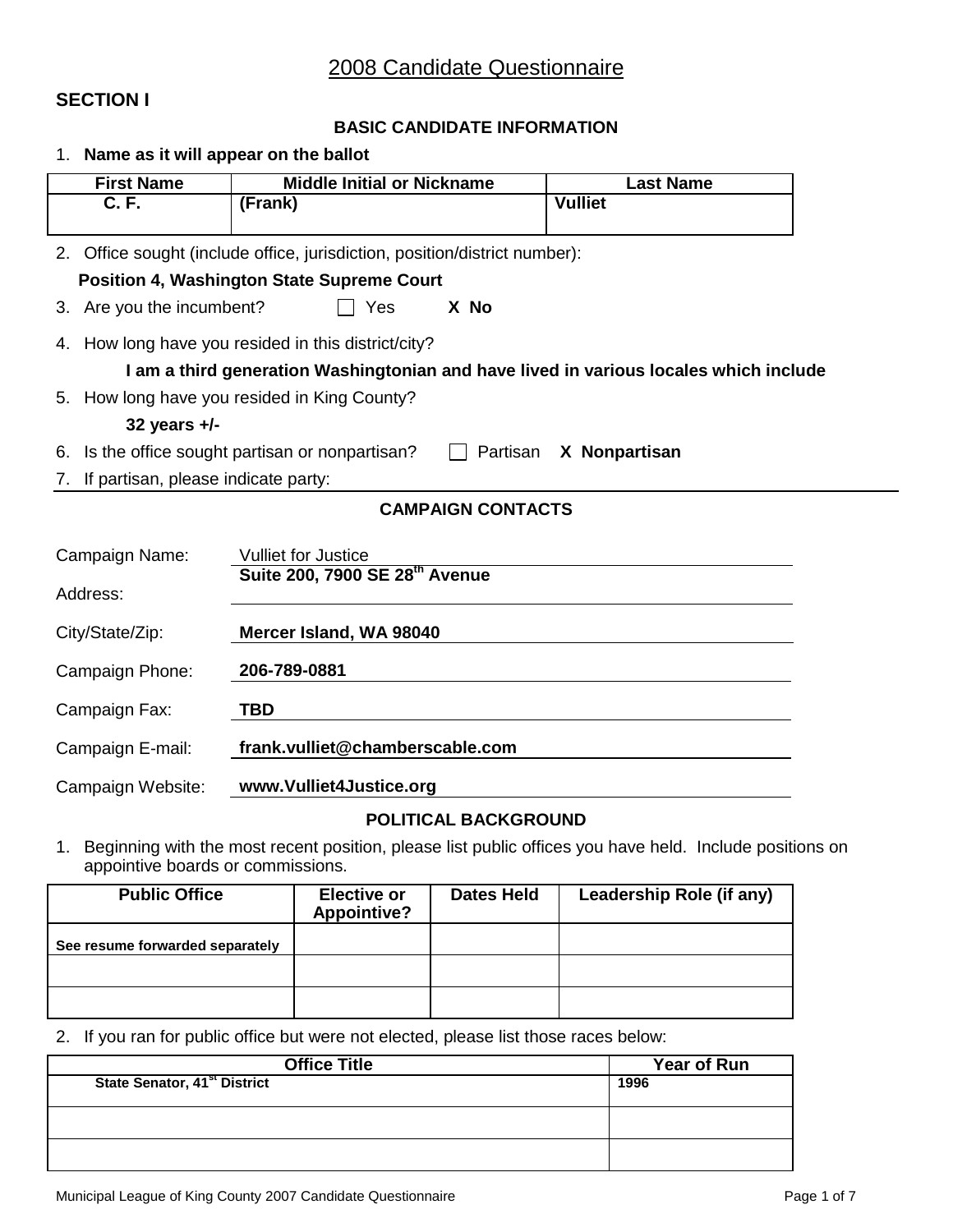# 2008 Candidate Questionnaire

## SECTION I

### BASIC CANDIDATE INFORMATION

1. **Name as it will appear on the ballot**

| First Name | Middle Initial or Nickname | Last Name |
|---|---|---|
| **C. F.** | **(Frank)** | **Vulliet** |

2. Office sought (include office, jurisdiction, position/district number):

   **Position 4, Washington State Supreme Court**

3. Are you the incumbent? ☐ Yes **X No**

4. How long have you resided in this district/city?

   **I am a third generation Washingtonian and have lived in various locales which include**

5. How long have you resided in King County?

   **32 years +/-**

6. Is the office sought partisan or nonpartisan? ☐ Partisan **X Nonpartisan**

7. If partisan, please indicate party:

### CAMPAIGN CONTACTS

Campaign Name: Vulliet for Justice

Address: **Suite 200, 7900 SE 28th Avenue**

City/State/Zip: **Mercer Island, WA 98040**

Campaign Phone: **206-789-0881**

Campaign Fax: **TBD**

Campaign E-mail: **frank.vulliet@chamberscable.com**

Campaign Website: **www.Vulliet4Justice.org**

### POLITICAL BACKGROUND

1. Beginning with the most recent position, please list public offices you have held. Include positions on appointive boards or commissions.

| Public Office | Elective or Appointive? | Dates Held | Leadership Role (if any) |
|---|---|---|---|
| **See resume forwarded separately** | | | |
| | | | |
| | | | |

2. If you ran for public office but were not elected, please list those races below:

| Office Title | Year of Run |
|---|---|
| **State Senator, 41st District** | **1996** |
| | |
| | |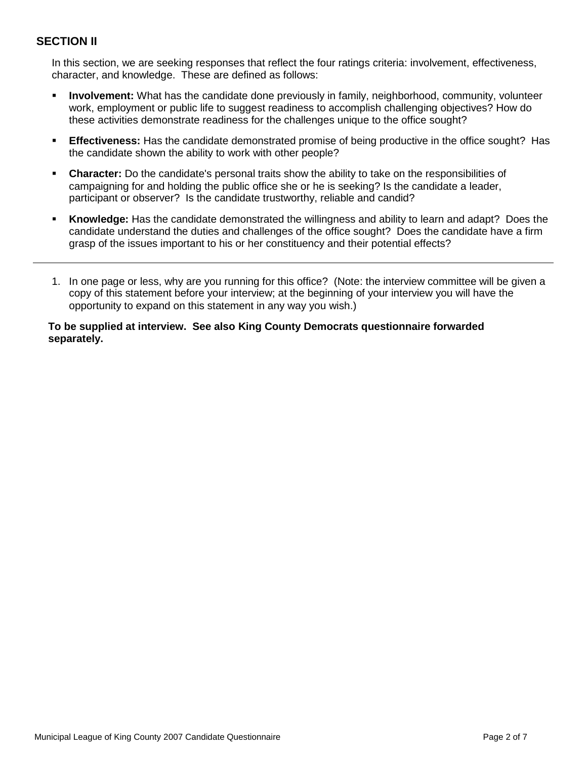## SECTION II

In this section, we are seeking responses that reflect the four ratings criteria: involvement, effectiveness, character, and knowledge. These are defined as follows:

- **Involvement:** What has the candidate done previously in family, neighborhood, community, volunteer work, employment or public life to suggest readiness to accomplish challenging objectives? How do these activities demonstrate readiness for the challenges unique to the office sought?
- **Effectiveness:** Has the candidate demonstrated promise of being productive in the office sought? Has the candidate shown the ability to work with other people?
- **Character:** Do the candidate's personal traits show the ability to take on the responsibilities of campaigning for and holding the public office she or he is seeking? Is the candidate a leader, participant or observer? Is the candidate trustworthy, reliable and candid?
- **Knowledge:** Has the candidate demonstrated the willingness and ability to learn and adapt? Does the candidate understand the duties and challenges of the office sought? Does the candidate have a firm grasp of the issues important to his or her constituency and their potential effects?

---

1. In one page or less, why are you running for this office? (Note: the interview committee will be given a copy of this statement before your interview; at the beginning of your interview you will have the opportunity to expand on this statement in any way you wish.)

**To be supplied at interview. See also King County Democrats questionnaire forwarded separately.**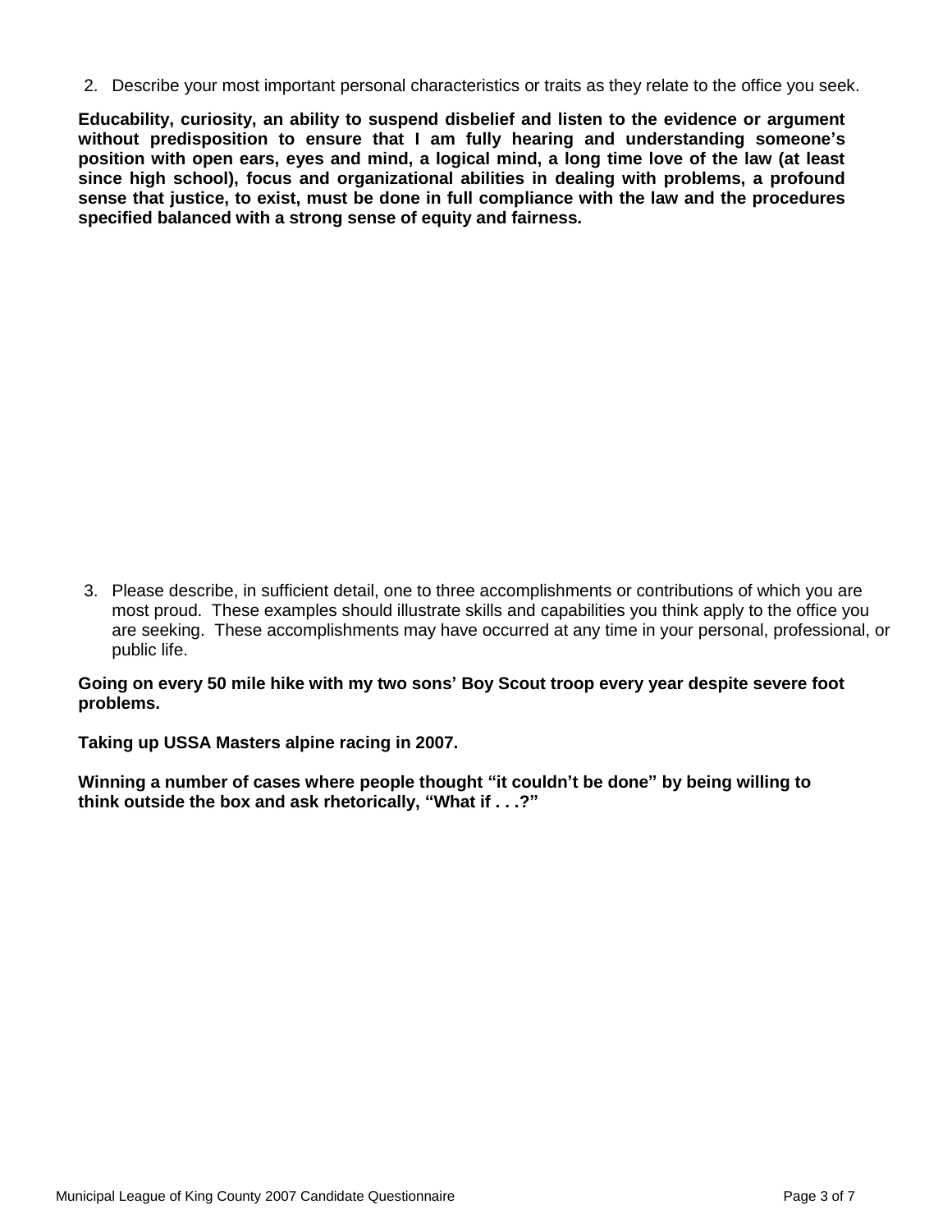2. Describe your most important personal characteristics or traits as they relate to the office you seek.

**Educability, curiosity, an ability to suspend disbelief and listen to the evidence or argument without predisposition to ensure that I am fully hearing and understanding someone's position with open ears, eyes and mind, a logical mind, a long time love of the law (at least since high school), focus and organizational abilities in dealing with problems, a profound sense that justice, to exist, must be done in full compliance with the law and the procedures specified balanced with a strong sense of equity and fairness.**

3. Please describe, in sufficient detail, one to three accomplishments or contributions of which you are most proud. These examples should illustrate skills and capabilities you think apply to the office you are seeking. These accomplishments may have occurred at any time in your personal, professional, or public life.

**Going on every 50 mile hike with my two sons' Boy Scout troop every year despite severe foot problems.**

**Taking up USSA Masters alpine racing in 2007.**

**Winning a number of cases where people thought "it couldn't be done" by being willing to think outside the box and ask rhetorically, "What if . . .?"**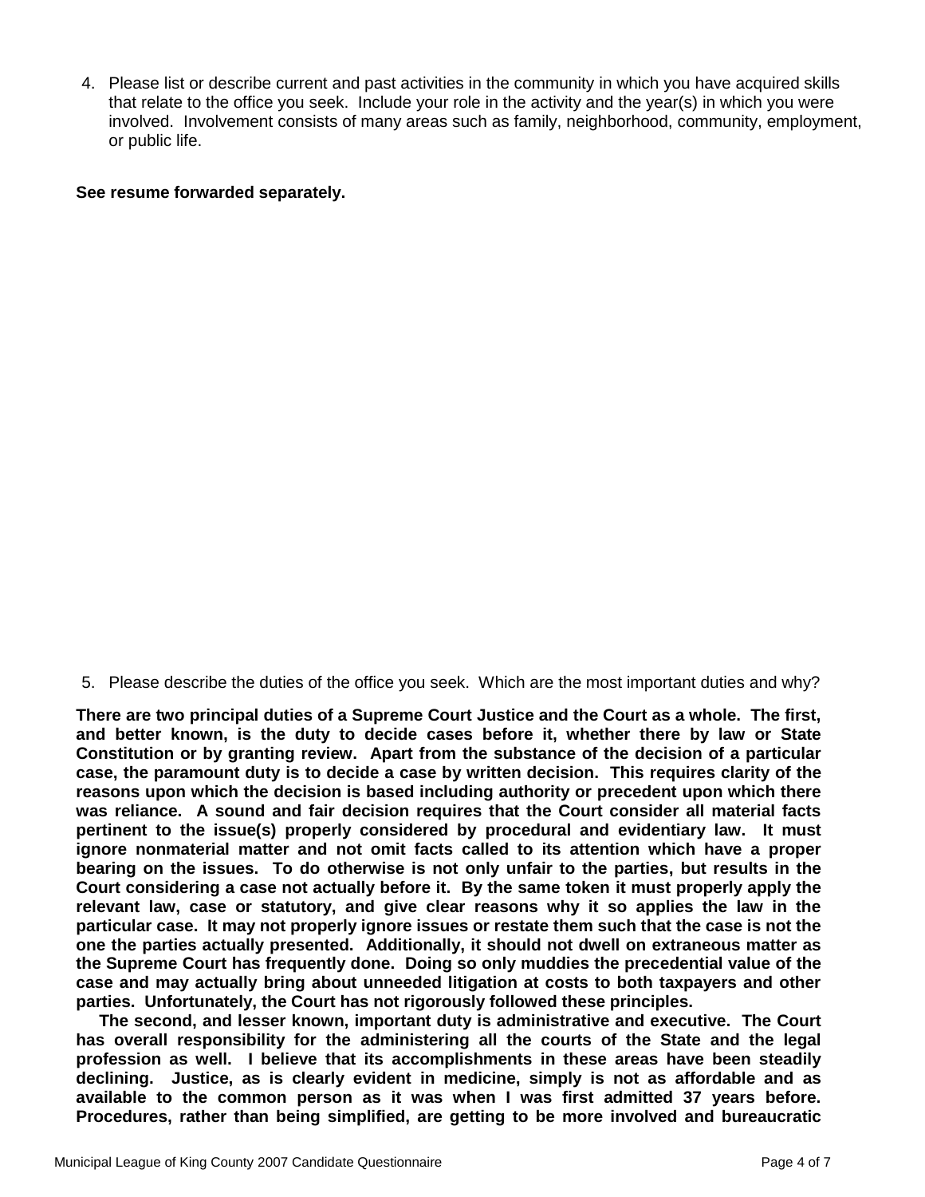4. Please list or describe current and past activities in the community in which you have acquired skills that relate to the office you seek. Include your role in the activity and the year(s) in which you were involved. Involvement consists of many areas such as family, neighborhood, community, employment, or public life.

**See resume forwarded separately.**

5. Please describe the duties of the office you seek. Which are the most important duties and why?

**There are two principal duties of a Supreme Court Justice and the Court as a whole. The first, and better known, is the duty to decide cases before it, whether there by law or State Constitution or by granting review. Apart from the substance of the decision of a particular case, the paramount duty is to decide a case by written decision. This requires clarity of the reasons upon which the decision is based including authority or precedent upon which there was reliance. A sound and fair decision requires that the Court consider all material facts pertinent to the issue(s) properly considered by procedural and evidentiary law. It must ignore nonmaterial matter and not omit facts called to its attention which have a proper bearing on the issues. To do otherwise is not only unfair to the parties, but results in the Court considering a case not actually before it. By the same token it must properly apply the relevant law, case or statutory, and give clear reasons why it so applies the law in the particular case. It may not properly ignore issues or restate them such that the case is not the one the parties actually presented. Additionally, it should not dwell on extraneous matter as the Supreme Court has frequently done. Doing so only muddies the precedential value of the case and may actually bring about unneeded litigation at costs to both taxpayers and other parties. Unfortunately, the Court has not rigorously followed these principles.**

**The second, and lesser known, important duty is administrative and executive. The Court has overall responsibility for the administering all the courts of the State and the legal profession as well. I believe that its accomplishments in these areas have been steadily declining. Justice, as is clearly evident in medicine, simply is not as affordable and as available to the common person as it was when I was first admitted 37 years before. Procedures, rather than being simplified, are getting to be more involved and bureaucratic**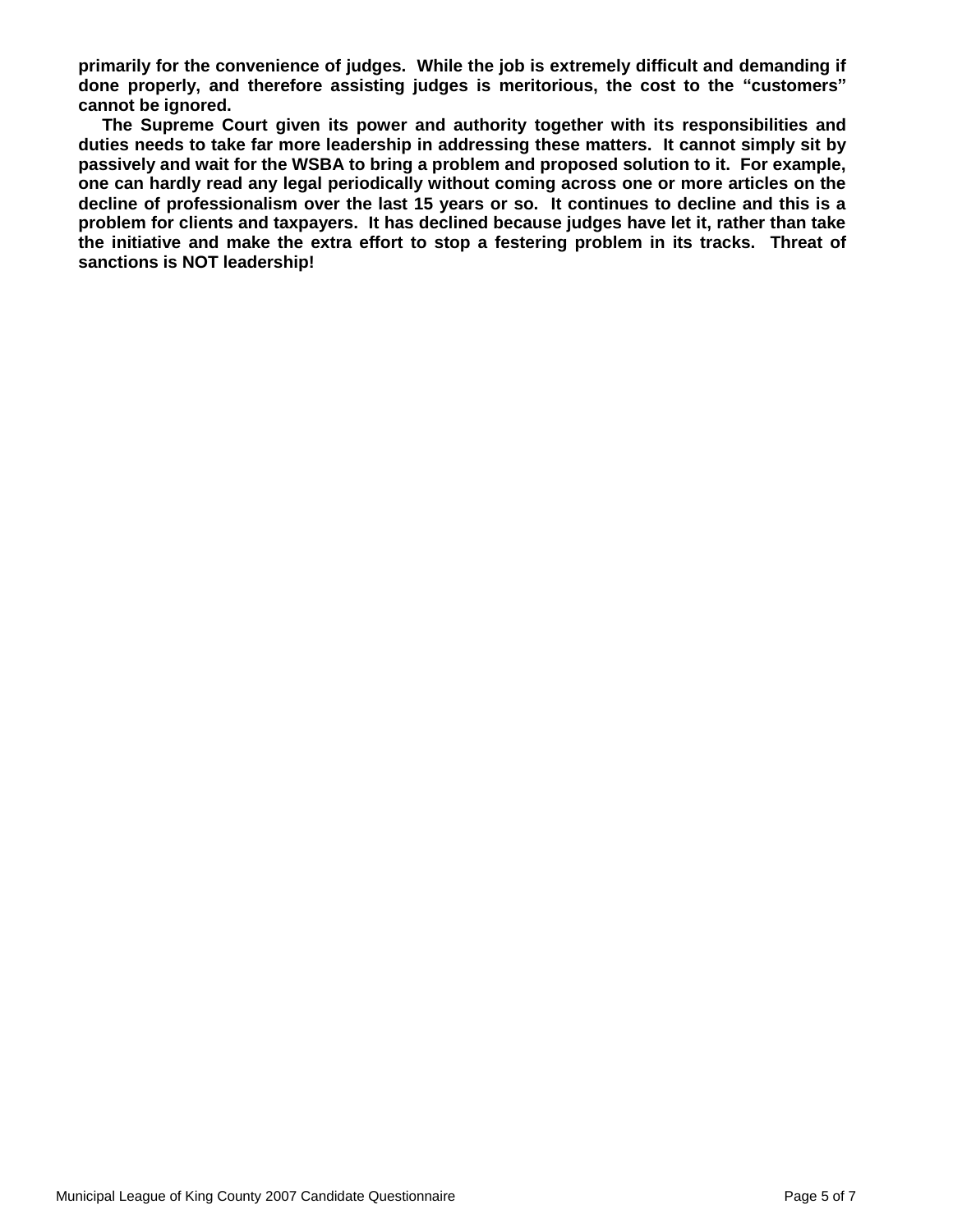**primarily for the convenience of judges. While the job is extremely difficult and demanding if done properly, and therefore assisting judges is meritorious, the cost to the "customers" cannot be ignored.**

**The Supreme Court given its power and authority together with its responsibilities and duties needs to take far more leadership in addressing these matters. It cannot simply sit by passively and wait for the WSBA to bring a problem and proposed solution to it. For example, one can hardly read any legal periodically without coming across one or more articles on the decline of professionalism over the last 15 years or so. It continues to decline and this is a problem for clients and taxpayers. It has declined because judges have let it, rather than take the initiative and make the extra effort to stop a festering problem in its tracks. Threat of sanctions is NOT leadership!**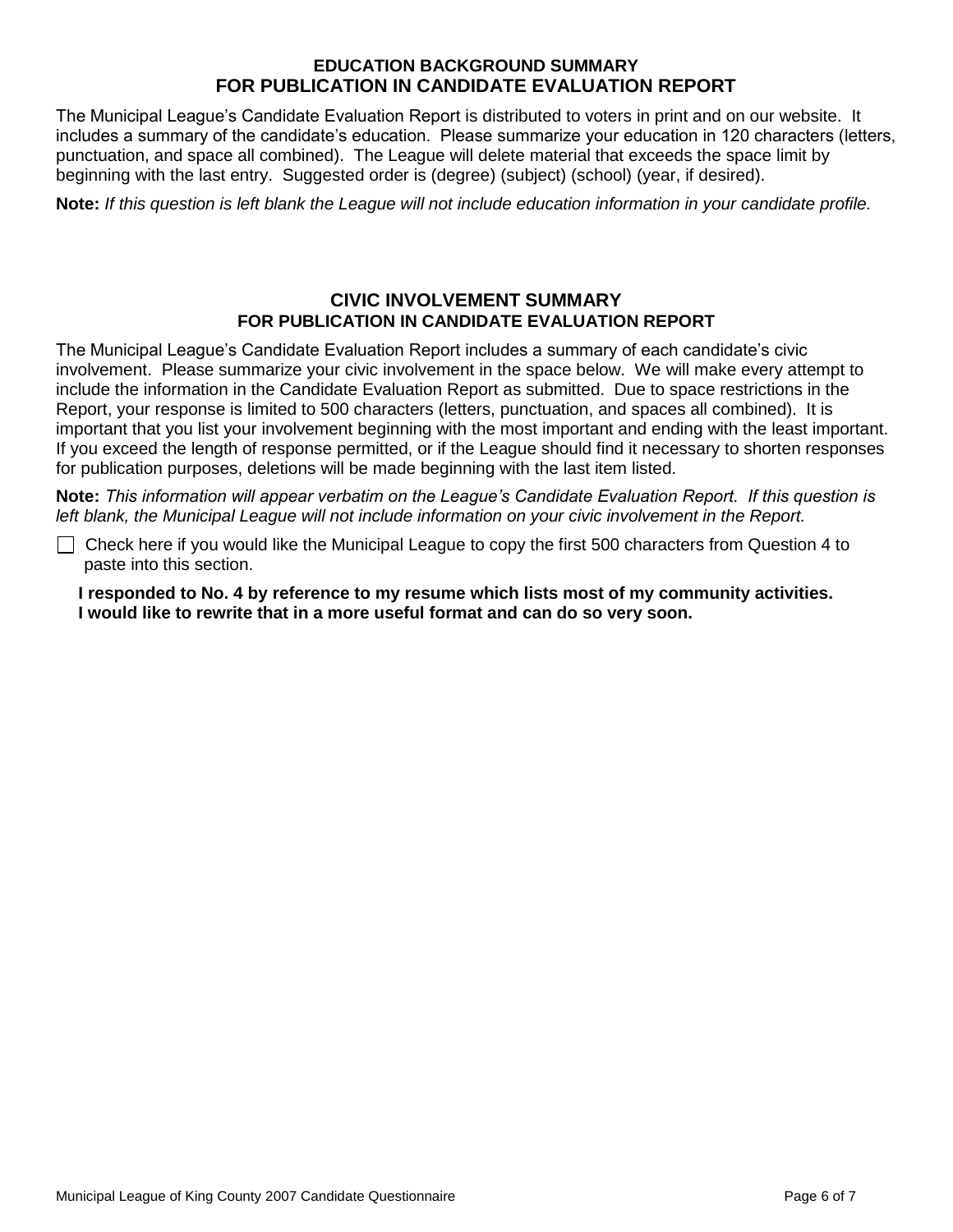## EDUCATION BACKGROUND SUMMARY
## FOR PUBLICATION IN CANDIDATE EVALUATION REPORT

The Municipal League's Candidate Evaluation Report is distributed to voters in print and on our website. It includes a summary of the candidate's education. Please summarize your education in 120 characters (letters, punctuation, and space all combined). The League will delete material that exceeds the space limit by beginning with the last entry. Suggested order is (degree) (subject) (school) (year, if desired).

**Note:** *If this question is left blank the League will not include education information in your candidate profile.*

## CIVIC INVOLVEMENT SUMMARY
## FOR PUBLICATION IN CANDIDATE EVALUATION REPORT

The Municipal League's Candidate Evaluation Report includes a summary of each candidate's civic involvement. Please summarize your civic involvement in the space below. We will make every attempt to include the information in the Candidate Evaluation Report as submitted. Due to space restrictions in the Report, your response is limited to 500 characters (letters, punctuation, and spaces all combined). It is important that you list your involvement beginning with the most important and ending with the least important. If you exceed the length of response permitted, or if the League should find it necessary to shorten responses for publication purposes, deletions will be made beginning with the last item listed.

**Note:** *This information will appear verbatim on the League's Candidate Evaluation Report. If this question is left blank, the Municipal League will not include information on your civic involvement in the Report.*

☐ Check here if you would like the Municipal League to copy the first 500 characters from Question 4 to paste into this section.

**I responded to No. 4 by reference to my resume which lists most of my community activities. I would like to rewrite that in a more useful format and can do so very soon.**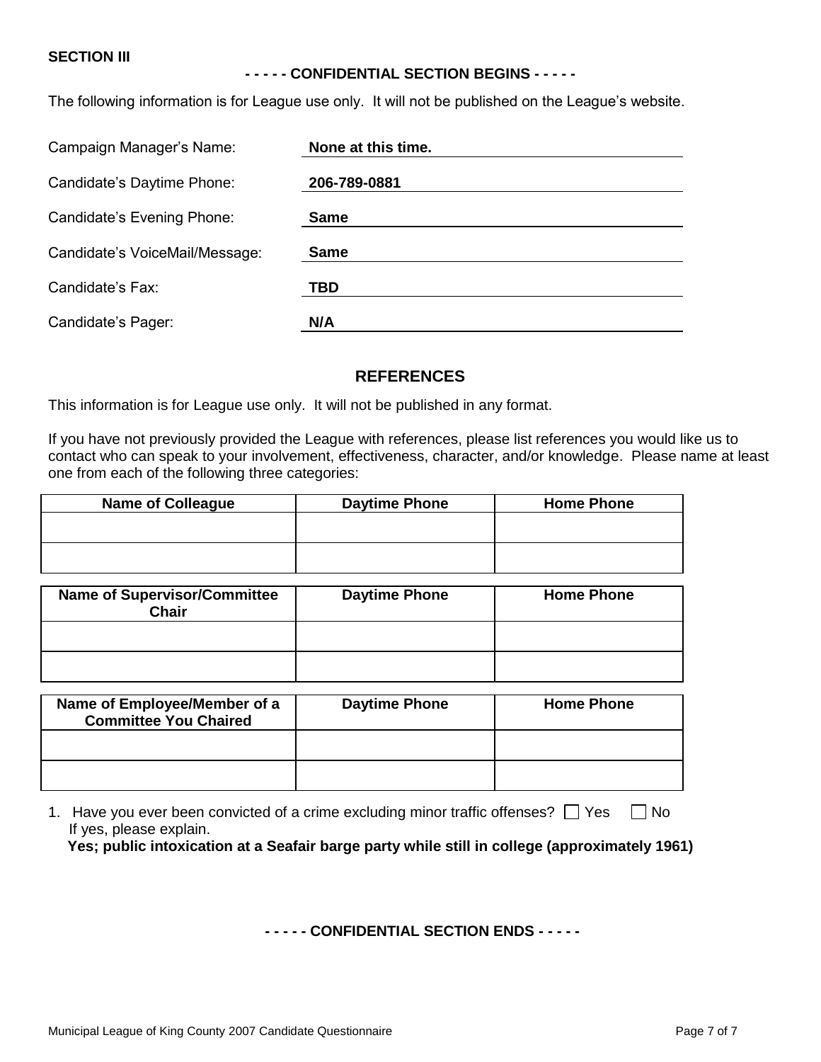**SECTION III**

**- - - - - CONFIDENTIAL SECTION BEGINS - - - - -**

The following information is for League use only. It will not be published on the League's website.

| | |
|---|---|
| Campaign Manager's Name: | **None at this time.** |
| Candidate's Daytime Phone: | **206-789-0881** |
| Candidate's Evening Phone: | **Same** |
| Candidate's VoiceMail/Message: | **Same** |
| Candidate's Fax: | **TBD** |
| Candidate's Pager: | **N/A** |

## REFERENCES

This information is for League use only. It will not be published in any format.

If you have not previously provided the League with references, please list references you would like us to contact who can speak to your involvement, effectiveness, character, and/or knowledge. Please name at least one from each of the following three categories:

| Name of Colleague | Daytime Phone | Home Phone |
|---|---|---|
| | | |
| | | |

| Name of Supervisor/Committee Chair | Daytime Phone | Home Phone |
|---|---|---|
| | | |
| | | |

| Name of Employee/Member of a Committee You Chaired | Daytime Phone | Home Phone |
|---|---|---|
| | | |
| | | |

1. Have you ever been convicted of a crime excluding minor traffic offenses? ☐ Yes ☐ No
   If yes, please explain.
   **Yes; public intoxication at a Seafair barge party while still in college (approximately 1961)**

**- - - - - CONFIDENTIAL SECTION ENDS - - - - -**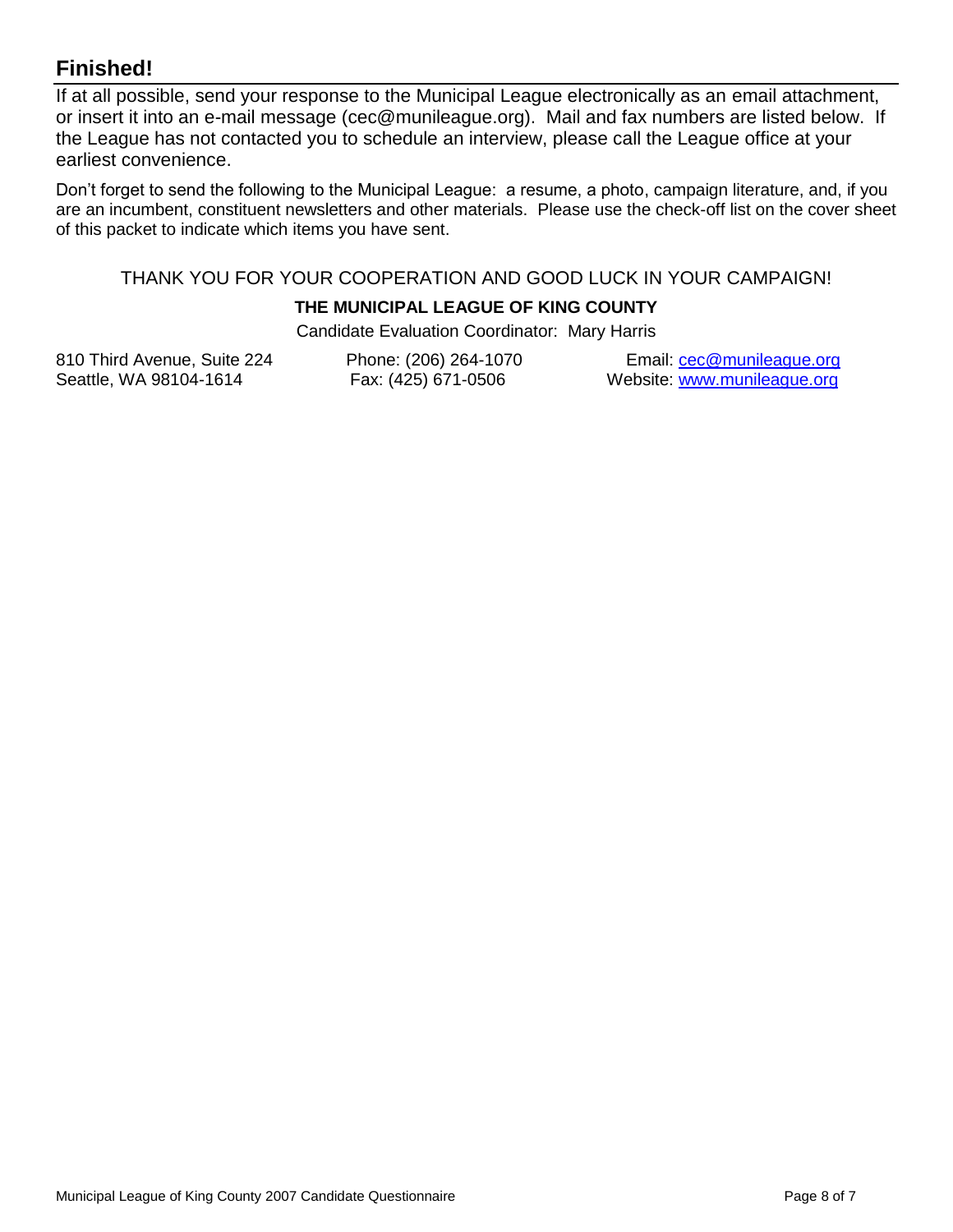## Finished!

If at all possible, send your response to the Municipal League electronically as an email attachment, or insert it into an e-mail message (cec@munileague.org). Mail and fax numbers are listed below. If the League has not contacted you to schedule an interview, please call the League office at your earliest convenience.

Don't forget to send the following to the Municipal League: a resume, a photo, campaign literature, and, if you are an incumbent, constituent newsletters and other materials. Please use the check-off list on the cover sheet of this packet to indicate which items you have sent.

THANK YOU FOR YOUR COOPERATION AND GOOD LUCK IN YOUR CAMPAIGN!

**THE MUNICIPAL LEAGUE OF KING COUNTY**

Candidate Evaluation Coordinator: Mary Harris

810 Third Avenue, Suite 224
Seattle, WA 98104-1614

Phone: (206) 264-1070
Fax: (425) 671-0506

Email: cec@munileague.org
Website: www.munileague.org